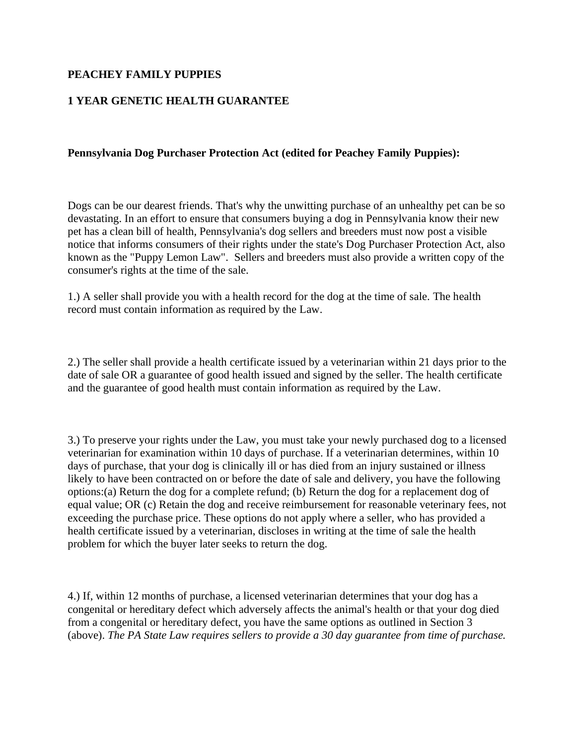**PEACHEY FAMILY PUPPIES**

**1 YEAR GENETIC HEALTH GUARANTEE**

**Pennsylvania Dog Purchaser Protection Act (edited for Peachey Family Puppies):**

Dogs can be our dearest friends. That's why the unwitting purchase of an unhealthy pet can be so devastating. In an effort to ensure that consumers buying a dog in Pennsylvania know their new pet has a clean bill of health, Pennsylvania's dog sellers and breeders must now post a visible notice that informs consumers of their rights under the state's Dog Purchaser Protection Act, also known as the "Puppy Lemon Law". Sellers and breeders must also provide a written copy of the consumer's rights at the time of the sale.

1.) A seller shall provide you with a health record for the dog at the time of sale. The health record must contain information as required by the Law.

2.) The seller shall provide a health certificate issued by a veterinarian within 21 days prior to the date of sale OR a guarantee of good health issued and signed by the seller. The health certificate and the guarantee of good health must contain information as required by the Law.

3.) To preserve your rights under the Law, you must take your newly purchased dog to a licensed veterinarian for examination within 10 days of purchase. If a veterinarian determines, within 10 days of purchase, that your dog is clinically ill or has died from an injury sustained or illness likely to have been contracted on or before the date of sale and delivery, you have the following options:(a) Return the dog for a complete refund; (b) Return the dog for a replacement dog of equal value; OR (c) Retain the dog and receive reimbursement for reasonable veterinary fees, not exceeding the purchase price. These options do not apply where a seller, who has provided a health certificate issued by a veterinarian, discloses in writing at the time of sale the health problem for which the buyer later seeks to return the dog.

4.) If, within 12 months of purchase, a licensed veterinarian determines that your dog has a congenital or hereditary defect which adversely affects the animal's health or that your dog died from a congenital or hereditary defect, you have the same options as outlined in Section 3 (above). *The PA State Law requires sellers to provide a 30 day guarantee from time of purchase.*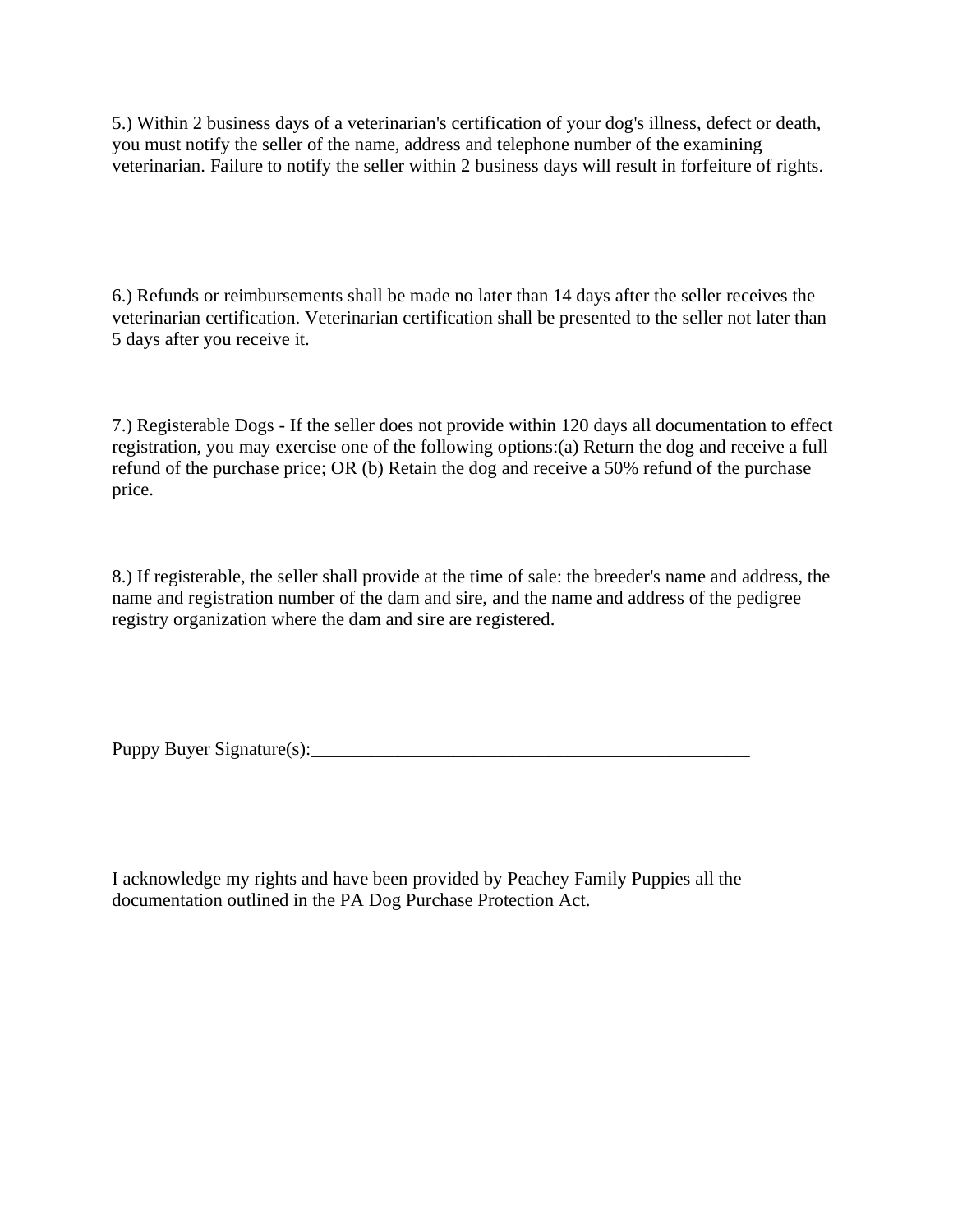5.) Within 2 business days of a veterinarian's certification of your dog's illness, defect or death, you must notify the seller of the name, address and telephone number of the examining veterinarian. Failure to notify the seller within 2 business days will result in forfeiture of rights.

6.) Refunds or reimbursements shall be made no later than 14 days after the seller receives the veterinarian certification. Veterinarian certification shall be presented to the seller not later than 5 days after you receive it.

7.) Registerable Dogs - If the seller does not provide within 120 days all documentation to effect registration, you may exercise one of the following options:(a) Return the dog and receive a full refund of the purchase price; OR (b) Retain the dog and receive a 50% refund of the purchase price.

8.) If registerable, the seller shall provide at the time of sale: the breeder's name and address, the name and registration number of the dam and sire, and the name and address of the pedigree registry organization where the dam and sire are registered.

Puppy Buyer Signature(s):_________________________________________________

I acknowledge my rights and have been provided by Peachey Family Puppies all the documentation outlined in the PA Dog Purchase Protection Act.